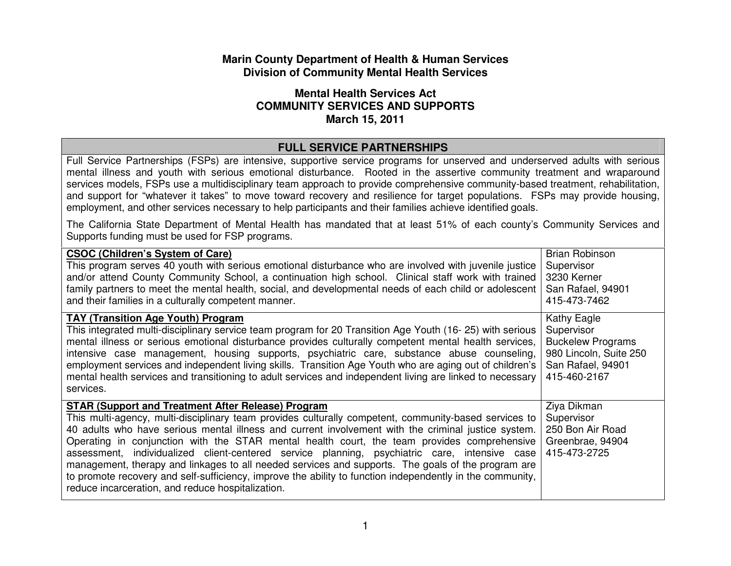**Marin County Department of Health & Human Services**
**Division of Community Mental Health Services**

**Mental Health Services Act**
**COMMUNITY SERVICES AND SUPPORTS**
**March 15, 2011**

## FULL SERVICE PARTNERSHIPS

Full Service Partnerships (FSPs) are intensive, supportive service programs for unserved and underserved adults with serious mental illness and youth with serious emotional disturbance. Rooted in the assertive community treatment and wraparound services models, FSPs use a multidisciplinary team approach to provide comprehensive community-based treatment, rehabilitation, and support for "whatever it takes" to move toward recovery and resilience for target populations. FSPs may provide housing, employment, and other services necessary to help participants and their families achieve identified goals.

The California State Department of Mental Health has mandated that at least 51% of each county's Community Services and Supports funding must be used for FSP programs.

| Program | Contact |
|---|---|
| **CSOC (Children's System of Care)**<br>This program serves 40 youth with serious emotional disturbance who are involved with juvenile justice and/or attend County Community School, a continuation high school. Clinical staff work with trained family partners to meet the mental health, social, and developmental needs of each child or adolescent and their families in a culturally competent manner. | Brian Robinson<br>Supervisor<br>3230 Kerner<br>San Rafael, 94901<br>415-473-7462 |
| **TAY (Transition Age Youth) Program**<br>This integrated multi-disciplinary service team program for 20 Transition Age Youth (16- 25) with serious mental illness or serious emotional disturbance provides culturally competent mental health services, intensive case management, housing supports, psychiatric care, substance abuse counseling, employment services and independent living skills. Transition Age Youth who are aging out of children's mental health services and transitioning to adult services and independent living are linked to necessary services. | Kathy Eagle<br>Supervisor<br>Buckelew Programs<br>980 Lincoln, Suite 250<br>San Rafael, 94901<br>415-460-2167 |
| **STAR (Support and Treatment After Release) Program**<br>This multi-agency, multi-disciplinary team provides culturally competent, community-based services to 40 adults who have serious mental illness and current involvement with the criminal justice system. Operating in conjunction with the STAR mental health court, the team provides comprehensive assessment, individualized client-centered service planning, psychiatric care, intensive case management, therapy and linkages to all needed services and supports. The goals of the program are to promote recovery and self-sufficiency, improve the ability to function independently in the community, reduce incarceration, and reduce hospitalization. | Ziya Dikman<br>Supervisor<br>250 Bon Air Road<br>Greenbrae, 94904<br>415-473-2725 |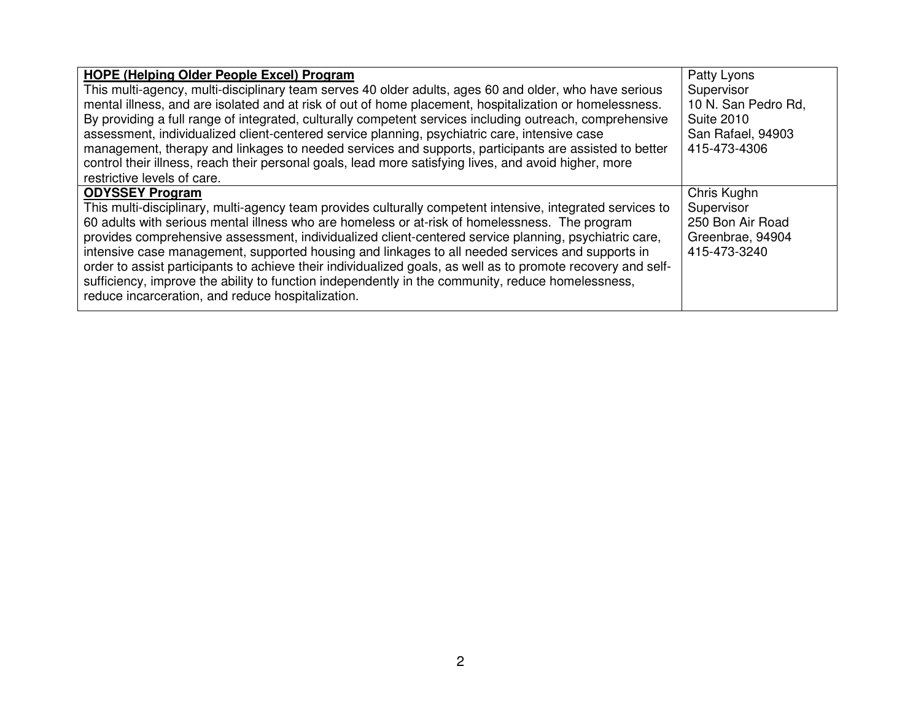| | |
|---|---|
| **HOPE (Helping Older People Excel) Program**<br>This multi-agency, multi-disciplinary team serves 40 older adults, ages 60 and older, who have serious mental illness, and are isolated and at risk of out of home placement, hospitalization or homelessness. By providing a full range of integrated, culturally competent services including outreach, comprehensive assessment, individualized client-centered service planning, psychiatric care, intensive case management, therapy and linkages to needed services and supports, participants are assisted to better control their illness, reach their personal goals, lead more satisfying lives, and avoid higher, more restrictive levels of care. | Patty Lyons<br>Supervisor<br>10 N. San Pedro Rd,<br>Suite 2010<br>San Rafael, 94903<br>415-473-4306 |
| **ODYSSEY Program**<br>This multi-disciplinary, multi-agency team provides culturally competent intensive, integrated services to 60 adults with serious mental illness who are homeless or at-risk of homelessness. The program provides comprehensive assessment, individualized client-centered service planning, psychiatric care, intensive case management, supported housing and linkages to all needed services and supports in order to assist participants to achieve their individualized goals, as well as to promote recovery and self-sufficiency, improve the ability to function independently in the community, reduce homelessness, reduce incarceration, and reduce hospitalization. | Chris Kughn<br>Supervisor<br>250 Bon Air Road<br>Greenbrae, 94904<br>415-473-3240 |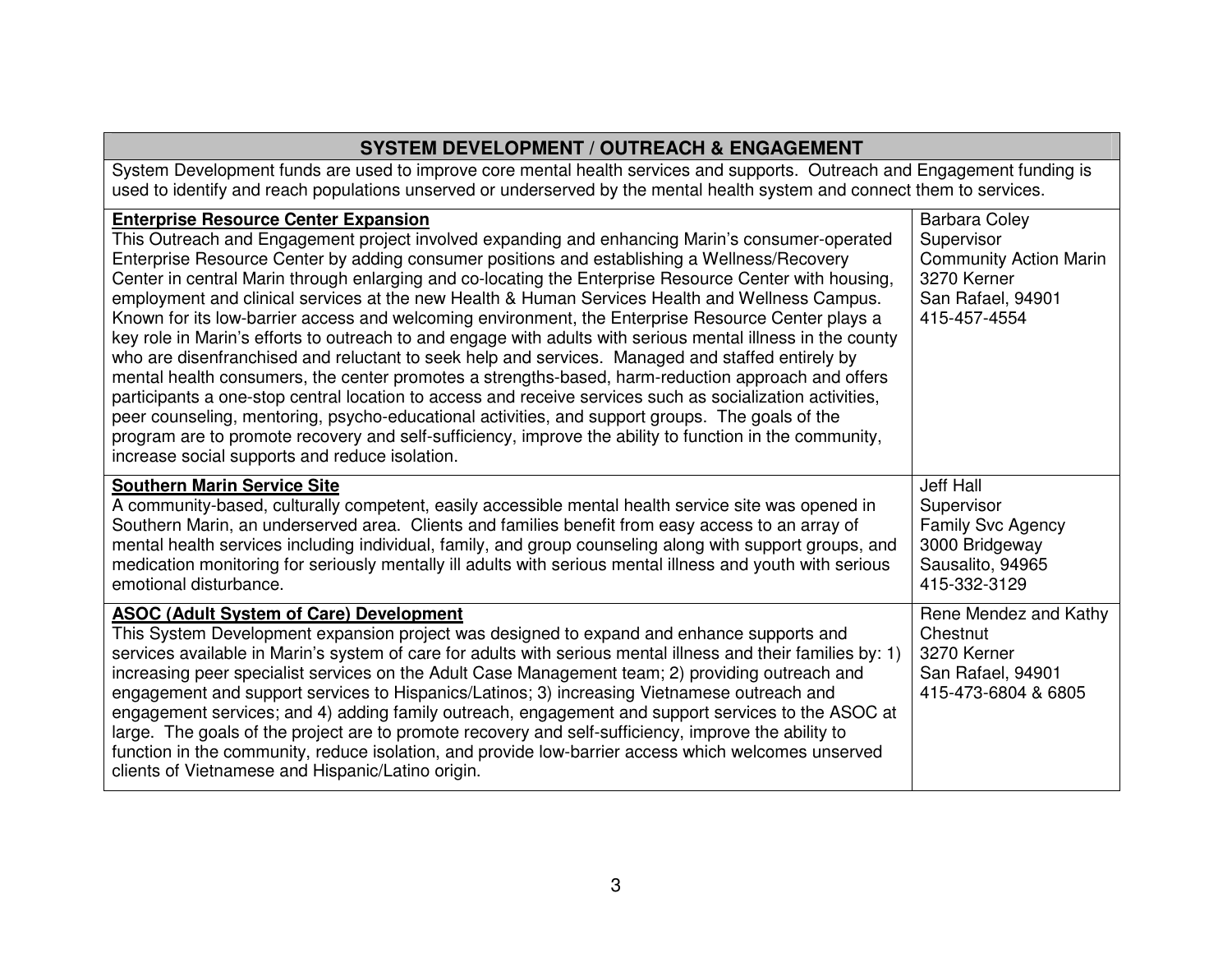| SYSTEM DEVELOPMENT / OUTREACH & ENGAGEMENT | |
|---|---|
| System Development funds are used to improve core mental health services and supports. Outreach and Engagement funding is used to identify and reach populations unserved or underserved by the mental health system and connect them to services. | |
| **Enterprise Resource Center Expansion**<br>This Outreach and Engagement project involved expanding and enhancing Marin's consumer-operated Enterprise Resource Center by adding consumer positions and establishing a Wellness/Recovery Center in central Marin through enlarging and co-locating the Enterprise Resource Center with housing, employment and clinical services at the new Health & Human Services Health and Wellness Campus. Known for its low-barrier access and welcoming environment, the Enterprise Resource Center plays a key role in Marin's efforts to outreach to and engage with adults with serious mental illness in the county who are disenfranchised and reluctant to seek help and services. Managed and staffed entirely by mental health consumers, the center promotes a strengths-based, harm-reduction approach and offers participants a one-stop central location to access and receive services such as socialization activities, peer counseling, mentoring, psycho-educational activities, and support groups. The goals of the program are to promote recovery and self-sufficiency, improve the ability to function in the community, increase social supports and reduce isolation. | Barbara Coley<br>Supervisor<br>Community Action Marin<br>3270 Kerner<br>San Rafael, 94901<br>415-457-4554 |
| **Southern Marin Service Site**<br>A community-based, culturally competent, easily accessible mental health service site was opened in Southern Marin, an underserved area. Clients and families benefit from easy access to an array of mental health services including individual, family, and group counseling along with support groups, and medication monitoring for seriously mentally ill adults with serious mental illness and youth with serious emotional disturbance. | Jeff Hall<br>Supervisor<br>Family Svc Agency<br>3000 Bridgeway<br>Sausalito, 94965<br>415-332-3129 |
| **ASOC (Adult System of Care) Development**<br>This System Development expansion project was designed to expand and enhance supports and services available in Marin's system of care for adults with serious mental illness and their families by: 1) increasing peer specialist services on the Adult Case Management team; 2) providing outreach and engagement and support services to Hispanics/Latinos; 3) increasing Vietnamese outreach and engagement services; and 4) adding family outreach, engagement and support services to the ASOC at large. The goals of the project are to promote recovery and self-sufficiency, improve the ability to function in the community, reduce isolation, and provide low-barrier access which welcomes unserved clients of Vietnamese and Hispanic/Latino origin. | Rene Mendez and Kathy Chestnut<br>3270 Kerner<br>San Rafael, 94901<br>415-473-6804 & 6805 |